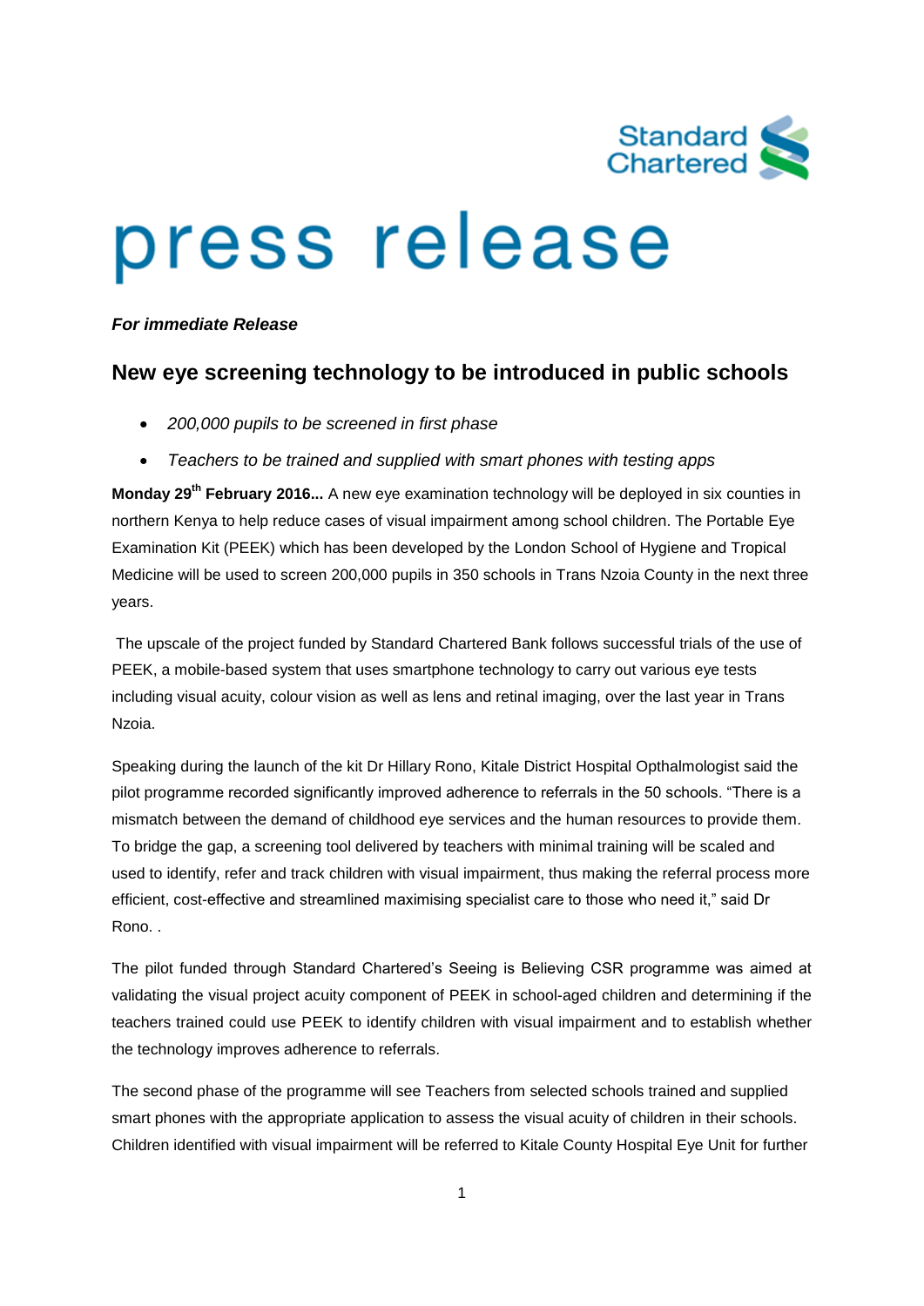Standard Chartered

# press release

***For immediate Release***

## New eye screening technology to be introduced in public schools

- *200,000 pupils to be screened in first phase*
- *Teachers to be trained and supplied with smart phones with testing apps*

**Monday 29th February 2016...** A new eye examination technology will be deployed in six counties in northern Kenya to help reduce cases of visual impairment among school children. The Portable Eye Examination Kit (PEEK) which has been developed by the London School of Hygiene and Tropical Medicine will be used to screen 200,000 pupils in 350 schools in Trans Nzoia County in the next three years.

The upscale of the project funded by Standard Chartered Bank follows successful trials of the use of PEEK, a mobile-based system that uses smartphone technology to carry out various eye tests including visual acuity, colour vision as well as lens and retinal imaging, over the last year in Trans Nzoia.

Speaking during the launch of the kit Dr Hillary Rono, Kitale District Hospital Opthalmologist said the pilot programme recorded significantly improved adherence to referrals in the 50 schools. “There is a mismatch between the demand of childhood eye services and the human resources to provide them. To bridge the gap, a screening tool delivered by teachers with minimal training will be scaled and used to identify, refer and track children with visual impairment, thus making the referral process more efficient, cost-effective and streamlined maximising specialist care to those who need it,” said Dr Rono. .

The pilot funded through Standard Chartered’s Seeing is Believing CSR programme was aimed at validating the visual project acuity component of PEEK in school-aged children and determining if the teachers trained could use PEEK to identify children with visual impairment and to establish whether the technology improves adherence to referrals.

The second phase of the programme will see Teachers from selected schools trained and supplied smart phones with the appropriate application to assess the visual acuity of children in their schools. Children identified with visual impairment will be referred to Kitale County Hospital Eye Unit for further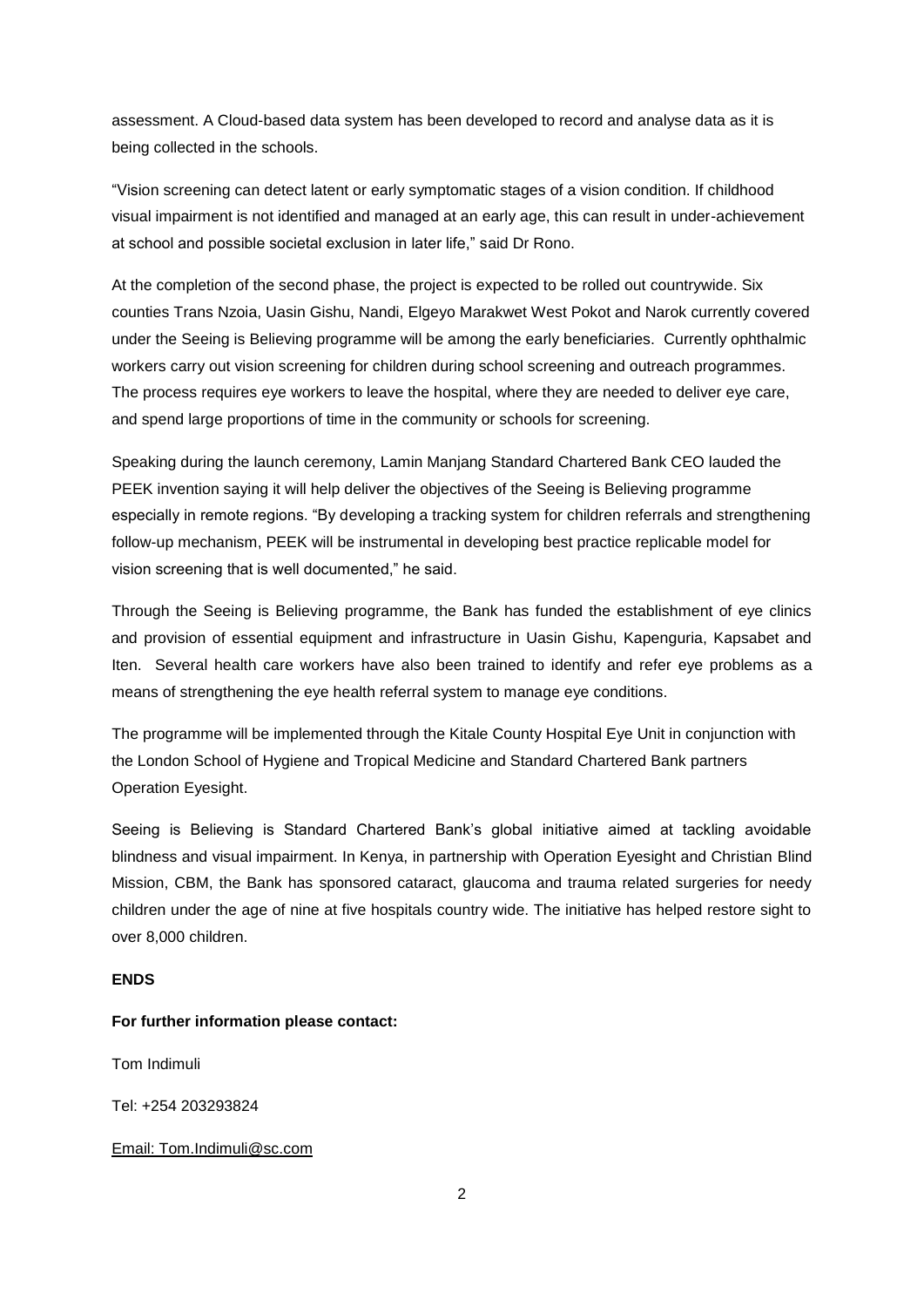assessment. A Cloud-based data system has been developed to record and analyse data as it is being collected in the schools.

"Vision screening can detect latent or early symptomatic stages of a vision condition. If childhood visual impairment is not identified and managed at an early age, this can result in under-achievement at school and possible societal exclusion in later life," said Dr Rono.

At the completion of the second phase, the project is expected to be rolled out countrywide. Six counties Trans Nzoia, Uasin Gishu, Nandi, Elgeyo Marakwet West Pokot and Narok currently covered under the Seeing is Believing programme will be among the early beneficiaries. Currently ophthalmic workers carry out vision screening for children during school screening and outreach programmes. The process requires eye workers to leave the hospital, where they are needed to deliver eye care, and spend large proportions of time in the community or schools for screening.

Speaking during the launch ceremony, Lamin Manjang Standard Chartered Bank CEO lauded the PEEK invention saying it will help deliver the objectives of the Seeing is Believing programme especially in remote regions. "By developing a tracking system for children referrals and strengthening follow-up mechanism, PEEK will be instrumental in developing best practice replicable model for vision screening that is well documented," he said.

Through the Seeing is Believing programme, the Bank has funded the establishment of eye clinics and provision of essential equipment and infrastructure in Uasin Gishu, Kapenguria, Kapsabet and Iten. Several health care workers have also been trained to identify and refer eye problems as a means of strengthening the eye health referral system to manage eye conditions.

The programme will be implemented through the Kitale County Hospital Eye Unit in conjunction with the London School of Hygiene and Tropical Medicine and Standard Chartered Bank partners Operation Eyesight.

Seeing is Believing is Standard Chartered Bank's global initiative aimed at tackling avoidable blindness and visual impairment. In Kenya, in partnership with Operation Eyesight and Christian Blind Mission, CBM, the Bank has sponsored cataract, glaucoma and trauma related surgeries for needy children under the age of nine at five hospitals country wide. The initiative has helped restore sight to over 8,000 children.

**ENDS**

**For further information please contact:**

Tom Indimuli

Tel: +254 203293824

Email: Tom.Indimuli@sc.com